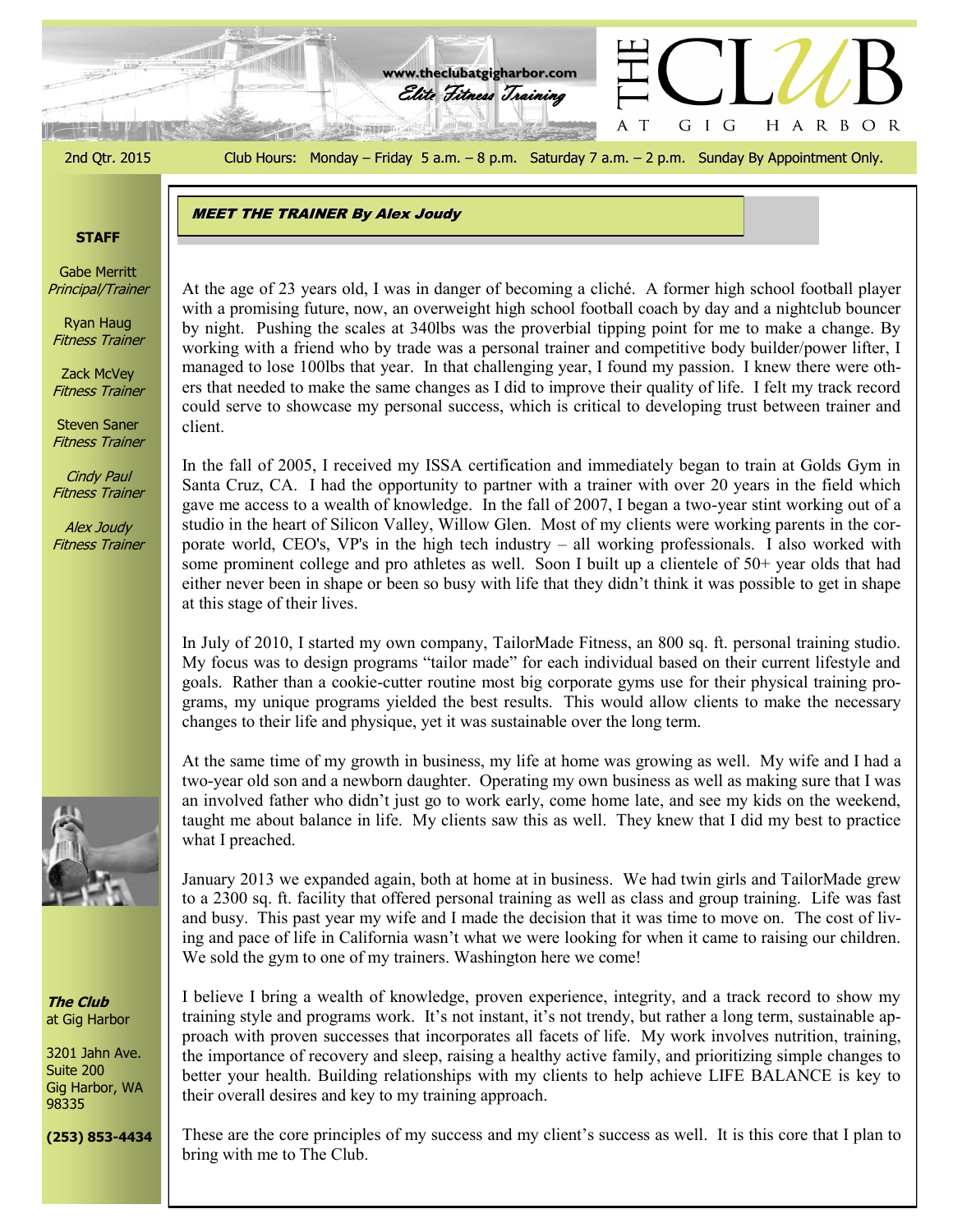www.theclubatgigharbor.com

*Elite Fitness Training*

# THE CLUB AT GIG HARBOR

2nd Qtr. 2015

Club Hours: Monday – Friday 5 a.m. – 8 p.m. Saturday 7 a.m. – 2 p.m. Sunday By Appointment Only.

**STAFF**

Gabe Merritt
*Principal/Trainer*

Ryan Haug
*Fitness Trainer*

Zack McVey
*Fitness Trainer*

Steven Saner
*Fitness Trainer*

*Cindy Paul*
*Fitness Trainer*

*Alex Joudy*
*Fitness Trainer*

***The Club***
at Gig Harbor

3201 Jahn Ave.
Suite 200
Gig Harbor, WA
98335

**(253) 853-4434**

## *MEET THE TRAINER By Alex Joudy*

At the age of 23 years old, I was in danger of becoming a cliché. A former high school football player with a promising future, now, an overweight high school football coach by day and a nightclub bouncer by night. Pushing the scales at 340lbs was the proverbial tipping point for me to make a change. By working with a friend who by trade was a personal trainer and competitive body builder/power lifter, I managed to lose 100lbs that year. In that challenging year, I found my passion. I knew there were others that needed to make the same changes as I did to improve their quality of life. I felt my track record could serve to showcase my personal success, which is critical to developing trust between trainer and client.

In the fall of 2005, I received my ISSA certification and immediately began to train at Golds Gym in Santa Cruz, CA. I had the opportunity to partner with a trainer with over 20 years in the field which gave me access to a wealth of knowledge. In the fall of 2007, I began a two-year stint working out of a studio in the heart of Silicon Valley, Willow Glen. Most of my clients were working parents in the corporate world, CEO's, VP's in the high tech industry – all working professionals. I also worked with some prominent college and pro athletes as well. Soon I built up a clientele of 50+ year olds that had either never been in shape or been so busy with life that they didn't think it was possible to get in shape at this stage of their lives.

In July of 2010, I started my own company, TailorMade Fitness, an 800 sq. ft. personal training studio. My focus was to design programs "tailor made" for each individual based on their current lifestyle and goals. Rather than a cookie-cutter routine most big corporate gyms use for their physical training programs, my unique programs yielded the best results. This would allow clients to make the necessary changes to their life and physique, yet it was sustainable over the long term.

At the same time of my growth in business, my life at home was growing as well. My wife and I had a two-year old son and a newborn daughter. Operating my own business as well as making sure that I was an involved father who didn't just go to work early, come home late, and see my kids on the weekend, taught me about balance in life. My clients saw this as well. They knew that I did my best to practice what I preached.

January 2013 we expanded again, both at home at in business. We had twin girls and TailorMade grew to a 2300 sq. ft. facility that offered personal training as well as class and group training. Life was fast and busy. This past year my wife and I made the decision that it was time to move on. The cost of living and pace of life in California wasn't what we were looking for when it came to raising our children. We sold the gym to one of my trainers. Washington here we come!

I believe I bring a wealth of knowledge, proven experience, integrity, and a track record to show my training style and programs work. It's not instant, it's not trendy, but rather a long term, sustainable approach with proven successes that incorporates all facets of life. My work involves nutrition, training, the importance of recovery and sleep, raising a healthy active family, and prioritizing simple changes to better your health. Building relationships with my clients to help achieve LIFE BALANCE is key to their overall desires and key to my training approach.

These are the core principles of my success and my client's success as well. It is this core that I plan to bring with me to The Club.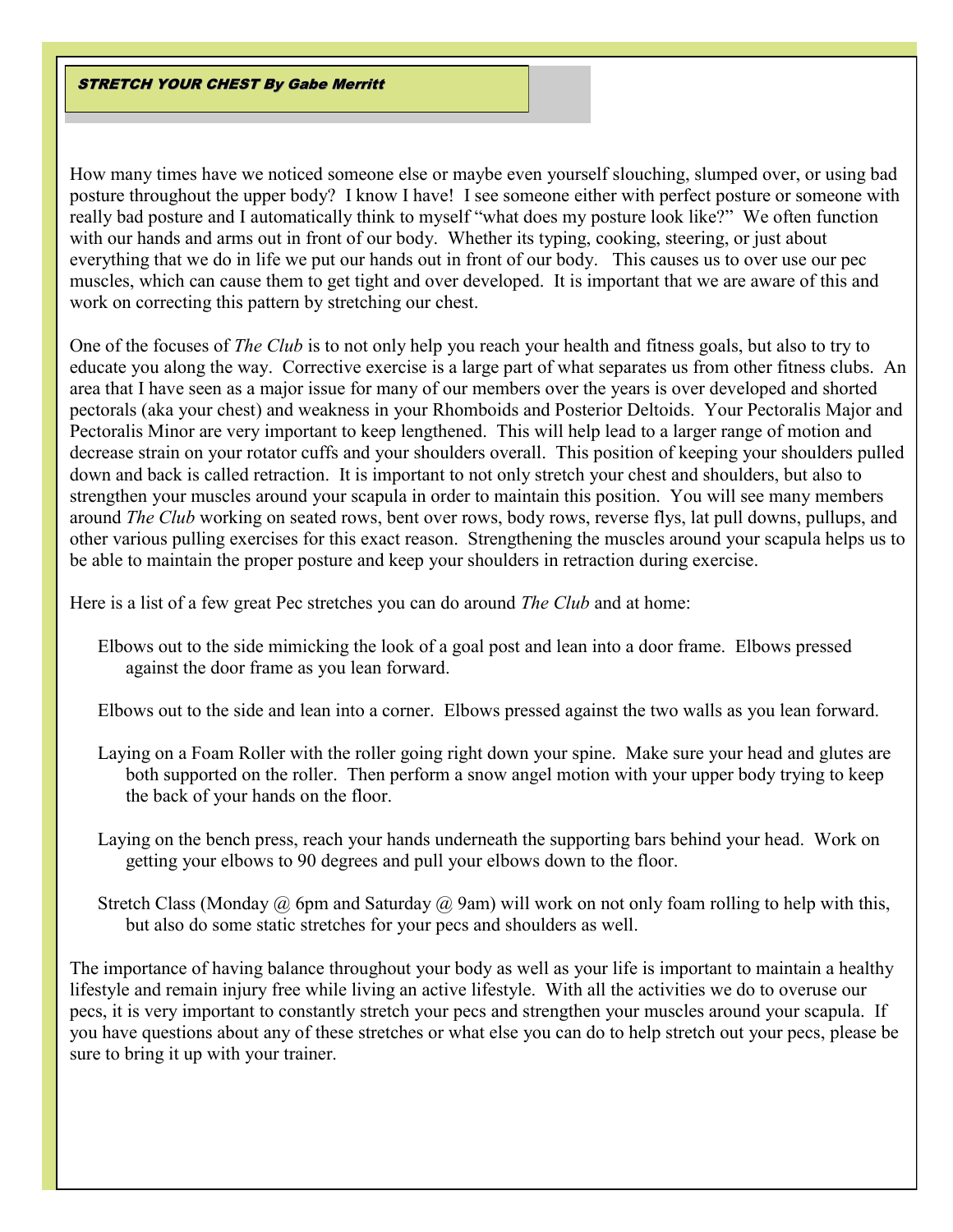## STRETCH YOUR CHEST By Gabe Merritt

How many times have we noticed someone else or maybe even yourself slouching, slumped over, or using bad posture throughout the upper body? I know I have! I see someone either with perfect posture or someone with really bad posture and I automatically think to myself "what does my posture look like?" We often function with our hands and arms out in front of our body. Whether its typing, cooking, steering, or just about everything that we do in life we put our hands out in front of our body. This causes us to over use our pec muscles, which can cause them to get tight and over developed. It is important that we are aware of this and work on correcting this pattern by stretching our chest.

One of the focuses of *The Club* is to not only help you reach your health and fitness goals, but also to try to educate you along the way. Corrective exercise is a large part of what separates us from other fitness clubs. An area that I have seen as a major issue for many of our members over the years is over developed and shorted pectorals (aka your chest) and weakness in your Rhomboids and Posterior Deltoids. Your Pectoralis Major and Pectoralis Minor are very important to keep lengthened. This will help lead to a larger range of motion and decrease strain on your rotator cuffs and your shoulders overall. This position of keeping your shoulders pulled down and back is called retraction. It is important to not only stretch your chest and shoulders, but also to strengthen your muscles around your scapula in order to maintain this position. You will see many members around *The Club* working on seated rows, bent over rows, body rows, reverse flys, lat pull downs, pullups, and other various pulling exercises for this exact reason. Strengthening the muscles around your scapula helps us to be able to maintain the proper posture and keep your shoulders in retraction during exercise.

Here is a list of a few great Pec stretches you can do around *The Club* and at home:

- Elbows out to the side mimicking the look of a goal post and lean into a door frame. Elbows pressed against the door frame as you lean forward.
- Elbows out to the side and lean into a corner. Elbows pressed against the two walls as you lean forward.
- Laying on a Foam Roller with the roller going right down your spine. Make sure your head and glutes are both supported on the roller. Then perform a snow angel motion with your upper body trying to keep the back of your hands on the floor.
- Laying on the bench press, reach your hands underneath the supporting bars behind your head. Work on getting your elbows to 90 degrees and pull your elbows down to the floor.
- Stretch Class (Monday @ 6pm and Saturday @ 9am) will work on not only foam rolling to help with this, but also do some static stretches for your pecs and shoulders as well.

The importance of having balance throughout your body as well as your life is important to maintain a healthy lifestyle and remain injury free while living an active lifestyle. With all the activities we do to overuse our pecs, it is very important to constantly stretch your pecs and strengthen your muscles around your scapula. If you have questions about any of these stretches or what else you can do to help stretch out your pecs, please be sure to bring it up with your trainer.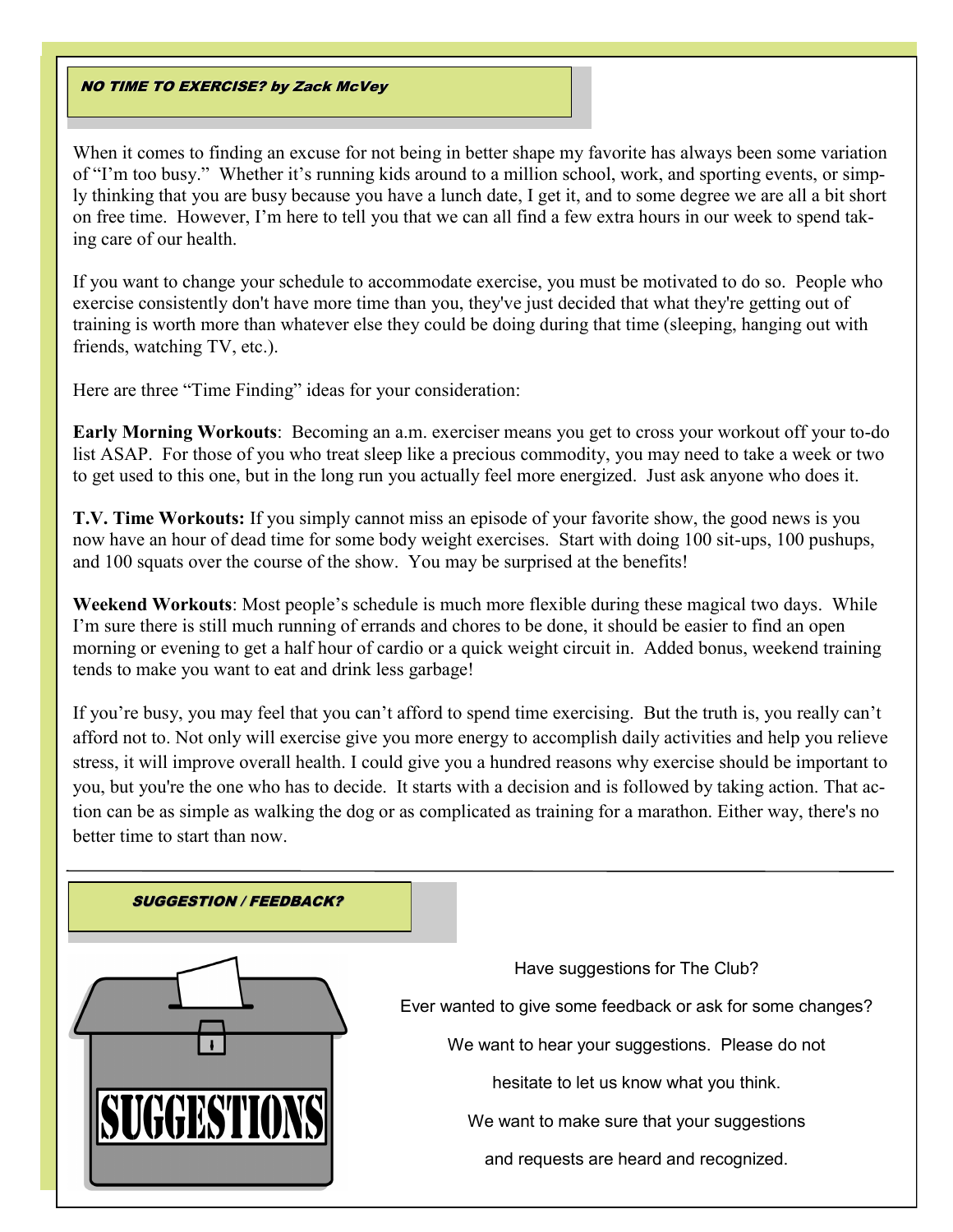## *NO TIME TO EXERCISE? by Zack McVey*

When it comes to finding an excuse for not being in better shape my favorite has always been some variation of "I'm too busy." Whether it's running kids around to a million school, work, and sporting events, or simply thinking that you are busy because you have a lunch date, I get it, and to some degree we are all a bit short on free time. However, I'm here to tell you that we can all find a few extra hours in our week to spend taking care of our health.

If you want to change your schedule to accommodate exercise, you must be motivated to do so. People who exercise consistently don't have more time than you, they've just decided that what they're getting out of training is worth more than whatever else they could be doing during that time (sleeping, hanging out with friends, watching TV, etc.).

Here are three "Time Finding" ideas for your consideration:

**Early Morning Workouts**: Becoming an a.m. exerciser means you get to cross your workout off your to-do list ASAP. For those of you who treat sleep like a precious commodity, you may need to take a week or two to get used to this one, but in the long run you actually feel more energized. Just ask anyone who does it.

**T.V. Time Workouts:** If you simply cannot miss an episode of your favorite show, the good news is you now have an hour of dead time for some body weight exercises. Start with doing 100 sit-ups, 100 pushups, and 100 squats over the course of the show. You may be surprised at the benefits!

**Weekend Workouts**: Most people's schedule is much more flexible during these magical two days. While I'm sure there is still much running of errands and chores to be done, it should be easier to find an open morning or evening to get a half hour of cardio or a quick weight circuit in. Added bonus, weekend training tends to make you want to eat and drink less garbage!

If you're busy, you may feel that you can't afford to spend time exercising. But the truth is, you really can't afford not to. Not only will exercise give you more energy to accomplish daily activities and help you relieve stress, it will improve overall health. I could give you a hundred reasons why exercise should be important to you, but you're the one who has to decide. It starts with a decision and is followed by taking action. That action can be as simple as walking the dog or as complicated as training for a marathon. Either way, there's no better time to start than now.

---

## *SUGGESTION / FEEDBACK?*

SUGGESTIONS

Have suggestions for The Club?

Ever wanted to give some feedback or ask for some changes?

We want to hear your suggestions. Please do not hesitate to let us know what you think.

We want to make sure that your suggestions and requests are heard and recognized.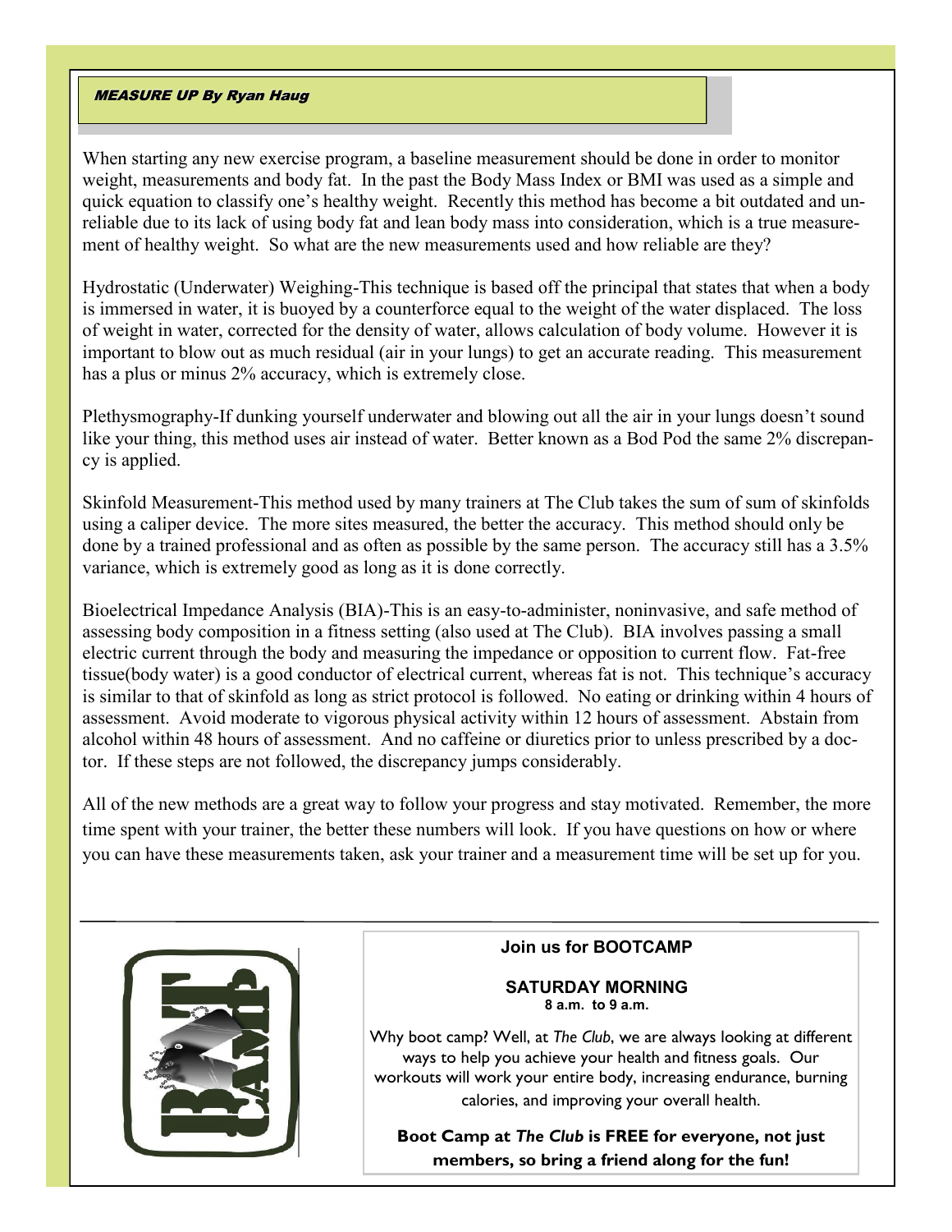## *MEASURE UP By Ryan Haug*

When starting any new exercise program, a baseline measurement should be done in order to monitor weight, measurements and body fat. In the past the Body Mass Index or BMI was used as a simple and quick equation to classify one's healthy weight. Recently this method has become a bit outdated and unreliable due to its lack of using body fat and lean body mass into consideration, which is a true measurement of healthy weight. So what are the new measurements used and how reliable are they?

Hydrostatic (Underwater) Weighing-This technique is based off the principal that states that when a body is immersed in water, it is buoyed by a counterforce equal to the weight of the water displaced. The loss of weight in water, corrected for the density of water, allows calculation of body volume. However it is important to blow out as much residual (air in your lungs) to get an accurate reading. This measurement has a plus or minus 2% accuracy, which is extremely close.

Plethysmography-If dunking yourself underwater and blowing out all the air in your lungs doesn't sound like your thing, this method uses air instead of water. Better known as a Bod Pod the same 2% discrepancy is applied.

Skinfold Measurement-This method used by many trainers at The Club takes the sum of sum of skinfolds using a caliper device. The more sites measured, the better the accuracy. This method should only be done by a trained professional and as often as possible by the same person. The accuracy still has a 3.5% variance, which is extremely good as long as it is done correctly.

Bioelectrical Impedance Analysis (BIA)-This is an easy-to-administer, noninvasive, and safe method of assessing body composition in a fitness setting (also used at The Club). BIA involves passing a small electric current through the body and measuring the impedance or opposition to current flow. Fat-free tissue(body water) is a good conductor of electrical current, whereas fat is not. This technique's accuracy is similar to that of skinfold as long as strict protocol is followed. No eating or drinking within 4 hours of assessment. Avoid moderate to vigorous physical activity within 12 hours of assessment. Abstain from alcohol within 48 hours of assessment. And no caffeine or diuretics prior to unless prescribed by a doctor. If these steps are not followed, the discrepancy jumps considerably.

All of the new methods are a great way to follow your progress and stay motivated. Remember, the more time spent with your trainer, the better these numbers will look. If you have questions on how or where you can have these measurements taken, ask your trainer and a measurement time will be set up for you.

---

BOOT CAMP

**Join us for BOOTCAMP**

**SATURDAY MORNING**
**8 a.m. to 9 a.m.**

Why boot camp? Well, at *The Club*, we are always looking at different ways to help you achieve your health and fitness goals. Our workouts will work your entire body, increasing endurance, burning calories, and improving your overall health.

**Boot Camp at *The Club* is FREE for everyone, not just members, so bring a friend along for the fun!**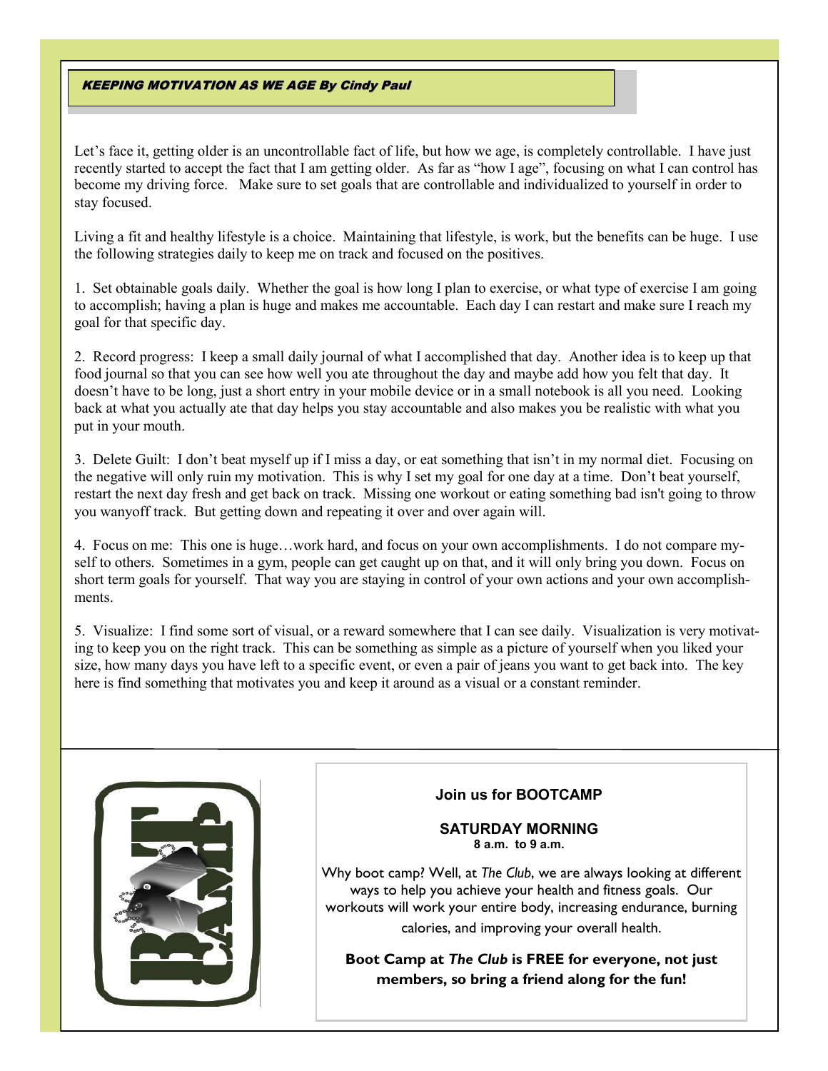## *KEEPING MOTIVATION AS WE AGE By Cindy Paul*

Let's face it, getting older is an uncontrollable fact of life, but how we age, is completely controllable. I have just recently started to accept the fact that I am getting older. As far as "how I age", focusing on what I can control has become my driving force. Make sure to set goals that are controllable and individualized to yourself in order to stay focused.

Living a fit and healthy lifestyle is a choice. Maintaining that lifestyle, is work, but the benefits can be huge. I use the following strategies daily to keep me on track and focused on the positives.

1. Set obtainable goals daily. Whether the goal is how long I plan to exercise, or what type of exercise I am going to accomplish; having a plan is huge and makes me accountable. Each day I can restart and make sure I reach my goal for that specific day.

2. Record progress: I keep a small daily journal of what I accomplished that day. Another idea is to keep up that food journal so that you can see how well you ate throughout the day and maybe add how you felt that day. It doesn't have to be long, just a short entry in your mobile device or in a small notebook is all you need. Looking back at what you actually ate that day helps you stay accountable and also makes you be realistic with what you put in your mouth.

3. Delete Guilt: I don't beat myself up if I miss a day, or eat something that isn't in my normal diet. Focusing on the negative will only ruin my motivation. This is why I set my goal for one day at a time. Don't beat yourself, restart the next day fresh and get back on track. Missing one workout or eating something bad isn't going to throw you wanyoff track. But getting down and repeating it over and over again will.

4. Focus on me: This one is huge…work hard, and focus on your own accomplishments. I do not compare myself to others. Sometimes in a gym, people can get caught up on that, and it will only bring you down. Focus on short term goals for yourself. That way you are staying in control of your own actions and your own accomplishments.

5. Visualize: I find some sort of visual, or a reward somewhere that I can see daily. Visualization is very motivating to keep you on the right track. This can be something as simple as a picture of yourself when you liked your size, how many days you have left to a specific event, or even a pair of jeans you want to get back into. The key here is find something that motivates you and keep it around as a visual or a constant reminder.

BOOT CAMP

**Join us for BOOTCAMP**

**SATURDAY MORNING**
**8 a.m. to 9 a.m.**

Why boot camp? Well, at *The Club*, we are always looking at different ways to help you achieve your health and fitness goals. Our workouts will work your entire body, increasing endurance, burning calories, and improving your overall health.

**Boot Camp at *The Club* is FREE for everyone, not just members, so bring a friend along for the fun!**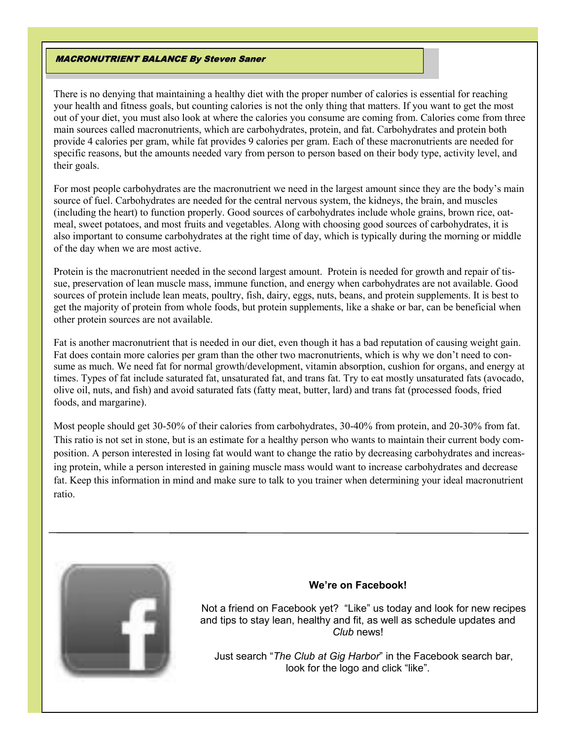## *MACRONUTRIENT BALANCE By Steven Saner*

There is no denying that maintaining a healthy diet with the proper number of calories is essential for reaching your health and fitness goals, but counting calories is not the only thing that matters. If you want to get the most out of your diet, you must also look at where the calories you consume are coming from. Calories come from three main sources called macronutrients, which are carbohydrates, protein, and fat. Carbohydrates and protein both provide 4 calories per gram, while fat provides 9 calories per gram. Each of these macronutrients are needed for specific reasons, but the amounts needed vary from person to person based on their body type, activity level, and their goals.

For most people carbohydrates are the macronutrient we need in the largest amount since they are the body's main source of fuel. Carbohydrates are needed for the central nervous system, the kidneys, the brain, and muscles (including the heart) to function properly. Good sources of carbohydrates include whole grains, brown rice, oatmeal, sweet potatoes, and most fruits and vegetables. Along with choosing good sources of carbohydrates, it is also important to consume carbohydrates at the right time of day, which is typically during the morning or middle of the day when we are most active.

Protein is the macronutrient needed in the second largest amount. Protein is needed for growth and repair of tissue, preservation of lean muscle mass, immune function, and energy when carbohydrates are not available. Good sources of protein include lean meats, poultry, fish, dairy, eggs, nuts, beans, and protein supplements. It is best to get the majority of protein from whole foods, but protein supplements, like a shake or bar, can be beneficial when other protein sources are not available.

Fat is another macronutrient that is needed in our diet, even though it has a bad reputation of causing weight gain. Fat does contain more calories per gram than the other two macronutrients, which is why we don't need to consume as much. We need fat for normal growth/development, vitamin absorption, cushion for organs, and energy at times. Types of fat include saturated fat, unsaturated fat, and trans fat. Try to eat mostly unsaturated fats (avocado, olive oil, nuts, and fish) and avoid saturated fats (fatty meat, butter, lard) and trans fat (processed foods, fried foods, and margarine).

Most people should get 30-50% of their calories from carbohydrates, 30-40% from protein, and 20-30% from fat. This ratio is not set in stone, but is an estimate for a healthy person who wants to maintain their current body composition. A person interested in losing fat would want to change the ratio by decreasing carbohydrates and increasing protein, while a person interested in gaining muscle mass would want to increase carbohydrates and decrease fat. Keep this information in mind and make sure to talk to you trainer when determining your ideal macronutrient ratio.

---

**We're on Facebook!**

Not a friend on Facebook yet? "Like" us today and look for new recipes and tips to stay lean, healthy and fit, as well as schedule updates and *Club* news!

Just search "*The Club at Gig Harbor*" in the Facebook search bar, look for the logo and click "like".